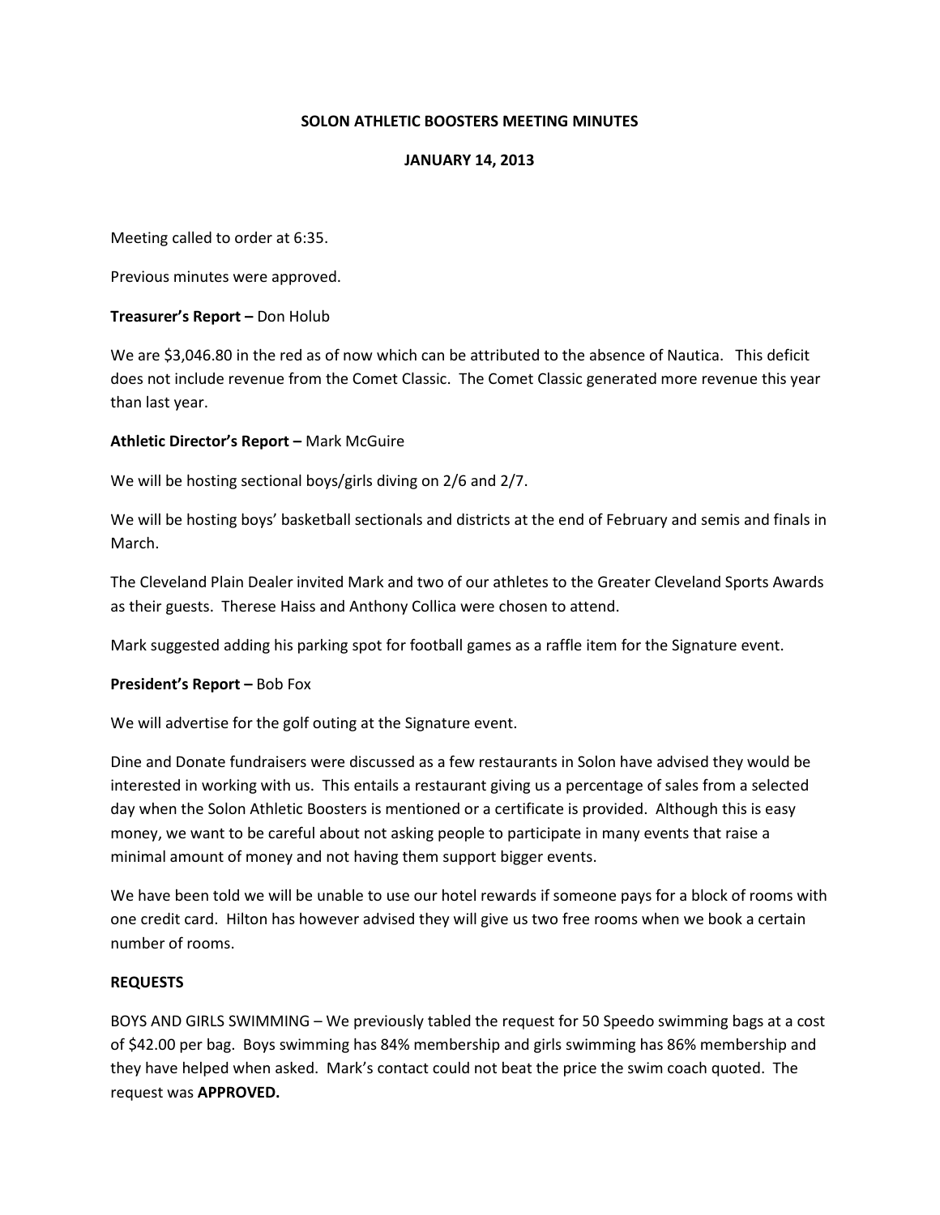# SOLON ATHLETIC BOOSTERS MEETING MINUTES

## JANUARY 14, 2013

Meeting called to order at 6:35.

Previous minutes were approved.

**Treasurer's Report –** Don Holub

We are $3,046.80 in the red as of now which can be attributed to the absence of Nautica. This deficit does not include revenue from the Comet Classic. The Comet Classic generated more revenue this year than last year.

**Athletic Director's Report –** Mark McGuire

We will be hosting sectional boys/girls diving on 2/6 and 2/7.

We will be hosting boys' basketball sectionals and districts at the end of February and semis and finals in March.

The Cleveland Plain Dealer invited Mark and two of our athletes to the Greater Cleveland Sports Awards as their guests. Therese Haiss and Anthony Collica were chosen to attend.

Mark suggested adding his parking spot for football games as a raffle item for the Signature event.

**President's Report –** Bob Fox

We will advertise for the golf outing at the Signature event.

Dine and Donate fundraisers were discussed as a few restaurants in Solon have advised they would be interested in working with us. This entails a restaurant giving us a percentage of sales from a selected day when the Solon Athletic Boosters is mentioned or a certificate is provided. Although this is easy money, we want to be careful about not asking people to participate in many events that raise a minimal amount of money and not having them support bigger events.

We have been told we will be unable to use our hotel rewards if someone pays for a block of rooms with one credit card. Hilton has however advised they will give us two free rooms when we book a certain number of rooms.

**REQUESTS**

BOYS AND GIRLS SWIMMING – We previously tabled the request for 50 Speedo swimming bags at a cost of $42.00 per bag. Boys swimming has 84% membership and girls swimming has 86% membership and they have helped when asked. Mark's contact could not beat the price the swim coach quoted. The request was **APPROVED.**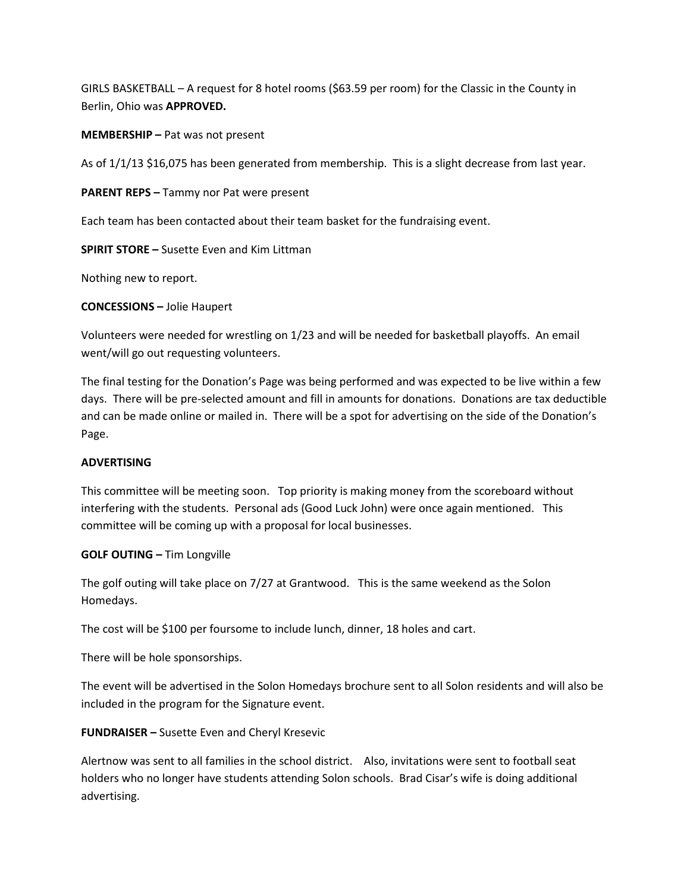GIRLS BASKETBALL – A request for 8 hotel rooms ($63.59 per room) for the Classic in the County in Berlin, Ohio was **APPROVED.**

**MEMBERSHIP –** Pat was not present

As of 1/1/13 $16,075 has been generated from membership. This is a slight decrease from last year.

**PARENT REPS –** Tammy nor Pat were present

Each team has been contacted about their team basket for the fundraising event.

**SPIRIT STORE –** Susette Even and Kim Littman

Nothing new to report.

**CONCESSIONS –** Jolie Haupert

Volunteers were needed for wrestling on 1/23 and will be needed for basketball playoffs. An email went/will go out requesting volunteers.

The final testing for the Donation's Page was being performed and was expected to be live within a few days. There will be pre-selected amount and fill in amounts for donations. Donations are tax deductible and can be made online or mailed in. There will be a spot for advertising on the side of the Donation's Page.

**ADVERTISING**

This committee will be meeting soon. Top priority is making money from the scoreboard without interfering with the students. Personal ads (Good Luck John) were once again mentioned. This committee will be coming up with a proposal for local businesses.

**GOLF OUTING –** Tim Longville

The golf outing will take place on 7/27 at Grantwood. This is the same weekend as the Solon Homedays.

The cost will be $100 per foursome to include lunch, dinner, 18 holes and cart.

There will be hole sponsorships.

The event will be advertised in the Solon Homedays brochure sent to all Solon residents and will also be included in the program for the Signature event.

**FUNDRAISER –** Susette Even and Cheryl Kresevic

Alertnow was sent to all families in the school district. Also, invitations were sent to football seat holders who no longer have students attending Solon schools. Brad Cisar's wife is doing additional advertising.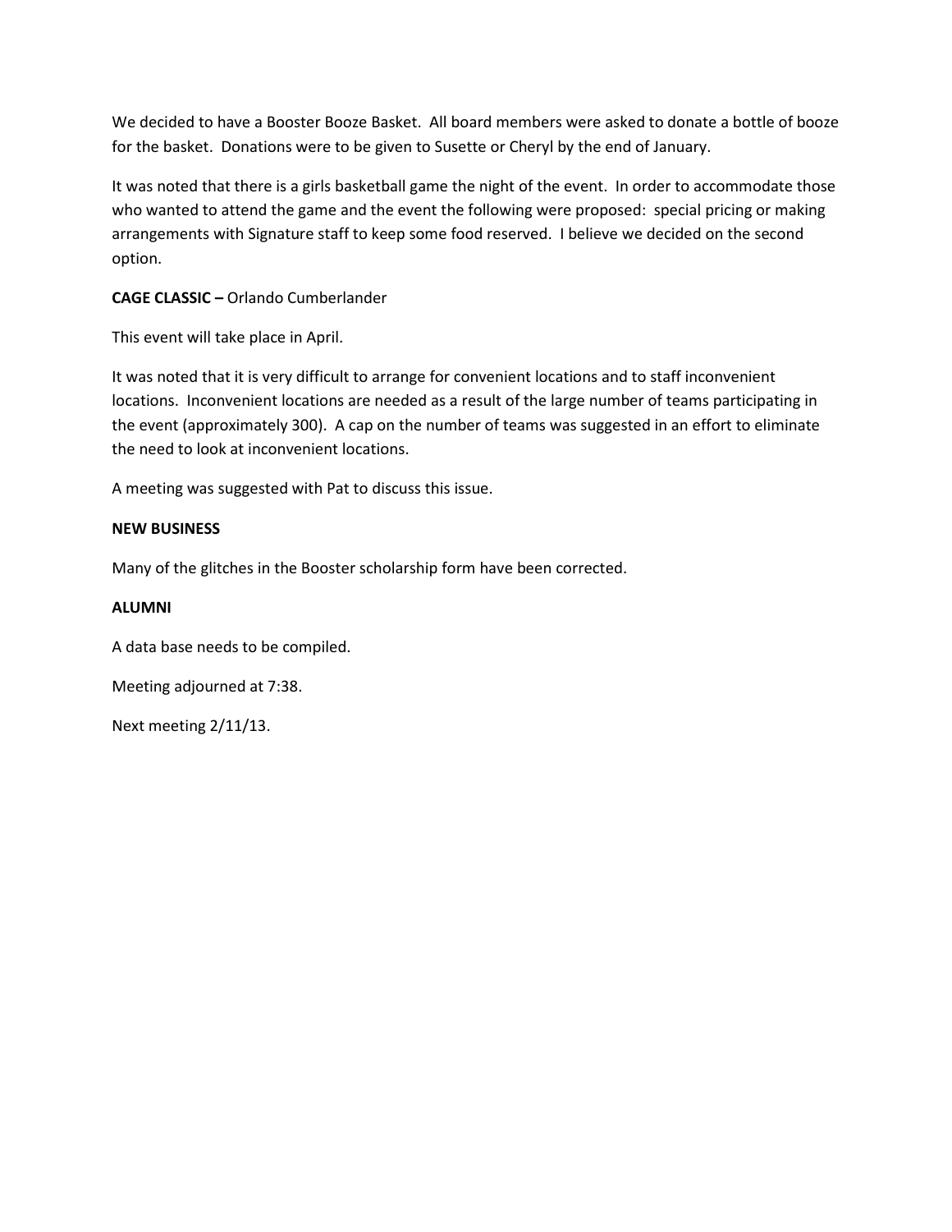We decided to have a Booster Booze Basket. All board members were asked to donate a bottle of booze for the basket. Donations were to be given to Susette or Cheryl by the end of January.

It was noted that there is a girls basketball game the night of the event. In order to accommodate those who wanted to attend the game and the event the following were proposed: special pricing or making arrangements with Signature staff to keep some food reserved. I believe we decided on the second option.

**CAGE CLASSIC –** Orlando Cumberlander

This event will take place in April.

It was noted that it is very difficult to arrange for convenient locations and to staff inconvenient locations. Inconvenient locations are needed as a result of the large number of teams participating in the event (approximately 300). A cap on the number of teams was suggested in an effort to eliminate the need to look at inconvenient locations.

A meeting was suggested with Pat to discuss this issue.

**NEW BUSINESS**

Many of the glitches in the Booster scholarship form have been corrected.

**ALUMNI**

A data base needs to be compiled.

Meeting adjourned at 7:38.

Next meeting 2/11/13.